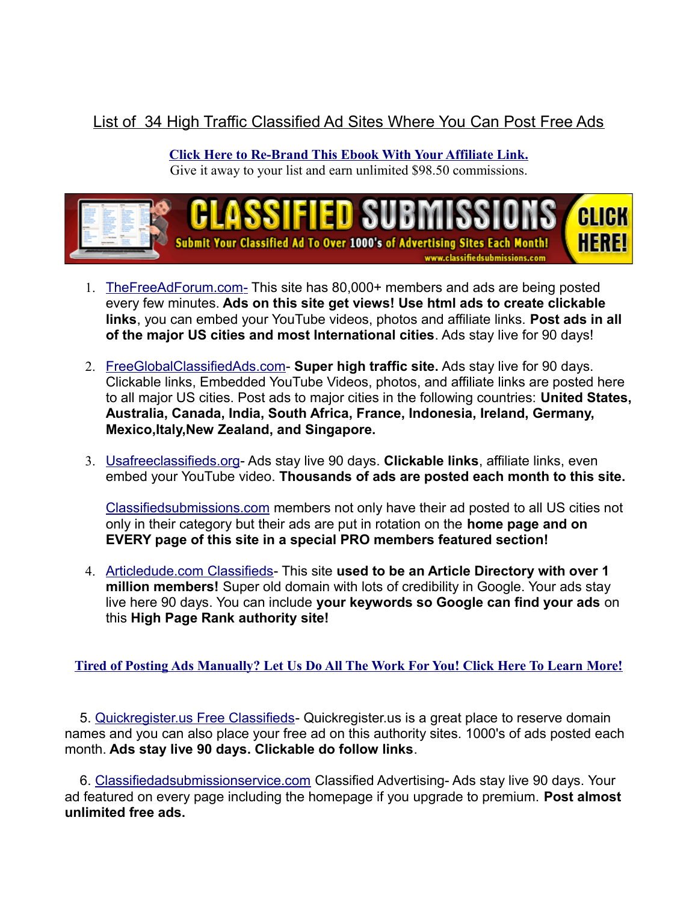# List of 34 High Traffic Classified Ad Sites Where You Can Post Free Ads

**Click Here to Re-Brand This Ebook With Your Affiliate Link.**
Give it away to your list and earn unlimited $98.50 commissions.

1. TheFreeAdForum.com- This site has 80,000+ members and ads are being posted every few minutes. **Ads on this site get views! Use html ads to create clickable links**, you can embed your YouTube videos, photos and affiliate links. **Post ads in all of the major US cities and most International cities**. Ads stay live for 90 days!

2. FreeGlobalClassifiedAds.com- **Super high traffic site.** Ads stay live for 90 days. Clickable links, Embedded YouTube Videos, photos, and affiliate links are posted here to all major US cities. Post ads to major cities in the following countries: **United States, Australia, Canada, India, South Africa, France, Indonesia, Ireland, Germany, Mexico,Italy,New Zealand, and Singapore.**

3. Usafreeclassifieds.org- Ads stay live 90 days. **Clickable links**, affiliate links, even embed your YouTube video. **Thousands of ads are posted each month to this site.**

   Classifiedsubmissions.com members not only have their ad posted to all US cities not only in their category but their ads are put in rotation on the **home page and on EVERY page of this site in a special PRO members featured section!**

4. Articledude.com Classifieds- This site **used to be an Article Directory with over 1 million members!** Super old domain with lots of credibility in Google. Your ads stay live here 90 days. You can include **your keywords so Google can find your ads** on this **High Page Rank authority site!**

**Tired of Posting Ads Manually? Let Us Do All The Work For You! Click Here To Learn More!**

5. Quickregister.us Free Classifieds- Quickregister.us is a great place to reserve domain names and you can also place your free ad on this authority sites. 1000's of ads posted each month. **Ads stay live 90 days. Clickable do follow links**.

6. Classifiedadsubmissionservice.com Classified Advertising- Ads stay live 90 days. Your ad featured on every page including the homepage if you upgrade to premium. **Post almost unlimited free ads.**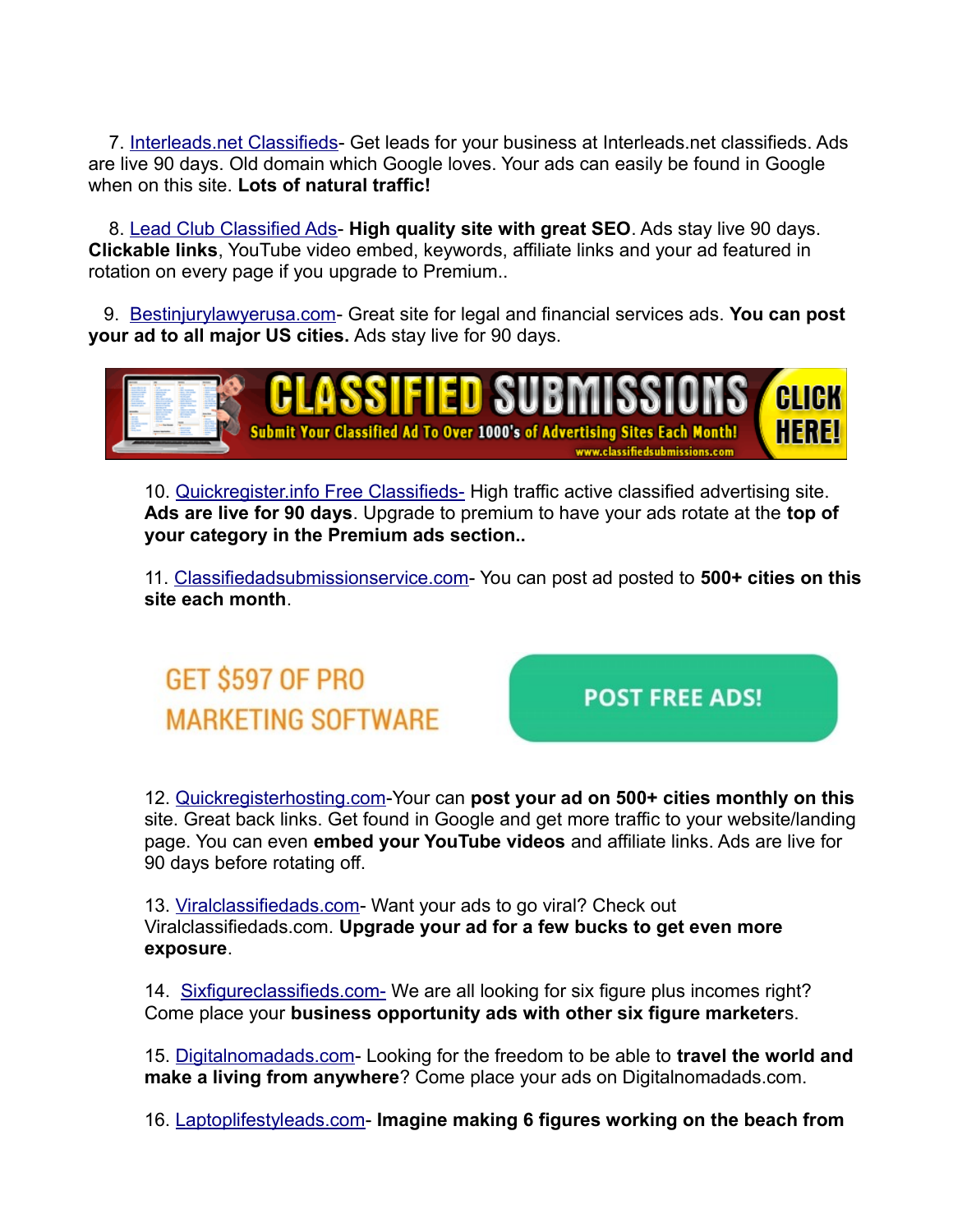7. [Interleads.net Classifieds]- Get leads for your business at Interleads.net classifieds. Ads are live 90 days. Old domain which Google loves. Your ads can easily be found in Google when on this site. **Lots of natural traffic!**

8. [Lead Club Classified Ads]- **High quality site with great SEO**. Ads stay live 90 days. **Clickable links**, YouTube video embed, keywords, affiliate links and your ad featured in rotation on every page if you upgrade to Premium..

9. [Bestinjurylawyerusa.com]- Great site for legal and financial services ads. **You can post your ad to all major US cities.** Ads stay live for 90 days.

CLASSIFIED SUBMISSIONS — Submit Your Classified Ad To Over 1000's of Advertising Sites Each Month! — www.classifiedsubmissions.com — CLICK HERE!

10. [Quickregister.info Free Classifieds-] High traffic active classified advertising site. **Ads are live for 90 days**. Upgrade to premium to have your ads rotate at the **top of your category in the Premium ads section..**

11. [Classifiedadsubmissionservice.com]- You can post ad posted to **500+ cities on this site each month**.

GET $597 OF PRO MARKETING SOFTWARE — POST FREE ADS!

12. [Quickregisterhosting.com]-Your can **post your ad on 500+ cities monthly on this** site. Great back links. Get found in Google and get more traffic to your website/landing page. You can even **embed your YouTube videos** and affiliate links. Ads are live for 90 days before rotating off.

13. [Viralclassifiedads.com]- Want your ads to go viral? Check out Viralclassifiedads.com. **Upgrade your ad for a few bucks to get even more exposure**.

14. [Sixfigureclassifieds.com-] We are all looking for six figure plus incomes right? Come place your **business opportunity ads with other six figure marketer**s.

15. [Digitalnomadads.com]- Looking for the freedom to be able to **travel the world and make a living from anywhere**? Come place your ads on Digitalnomadads.com.

16. [Laptoplifestyleads.com]- **Imagine making 6 figures working on the beach from**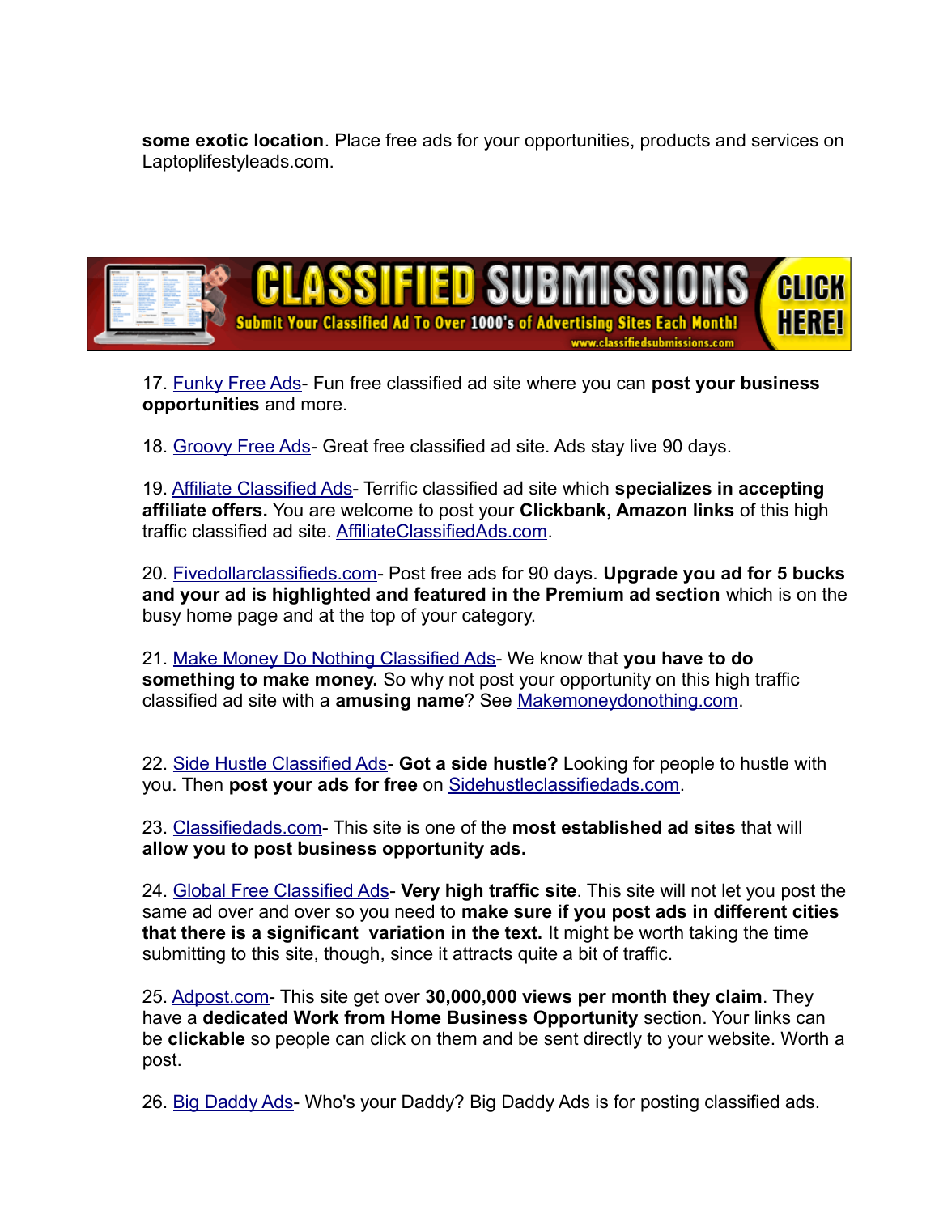**some exotic location**. Place free ads for your opportunities, products and services on Laptoplifestyleads.com.

17. Funky Free Ads- Fun free classified ad site where you can **post your business opportunities** and more.

18. Groovy Free Ads- Great free classified ad site. Ads stay live 90 days.

19. Affiliate Classified Ads- Terrific classified ad site which **specializes in accepting affiliate offers.** You are welcome to post your **Clickbank, Amazon links** of this high traffic classified ad site. AffiliateClassifiedAds.com.

20. Fivedollarclassifieds.com- Post free ads for 90 days. **Upgrade you ad for 5 bucks and your ad is highlighted and featured in the Premium ad section** which is on the busy home page and at the top of your category.

21. Make Money Do Nothing Classified Ads- We know that **you have to do something to make money.** So why not post your opportunity on this high traffic classified ad site with a **amusing name**? See Makemoneydonothing.com.

22. Side Hustle Classified Ads- **Got a side hustle?** Looking for people to hustle with you. Then **post your ads for free** on Sidehustleclassifiedads.com.

23. Classifiedads.com- This site is one of the **most established ad sites** that will **allow you to post business opportunity ads.**

24. Global Free Classified Ads- **Very high traffic site**. This site will not let you post the same ad over and over so you need to **make sure if you post ads in different cities that there is a significant variation in the text.** It might be worth taking the time submitting to this site, though, since it attracts quite a bit of traffic.

25. Adpost.com- This site get over **30,000,000 views per month they claim**. They have a **dedicated Work from Home Business Opportunity** section. Your links can be **clickable** so people can click on them and be sent directly to your website. Worth a post.

26. Big Daddy Ads- Who's your Daddy? Big Daddy Ads is for posting classified ads.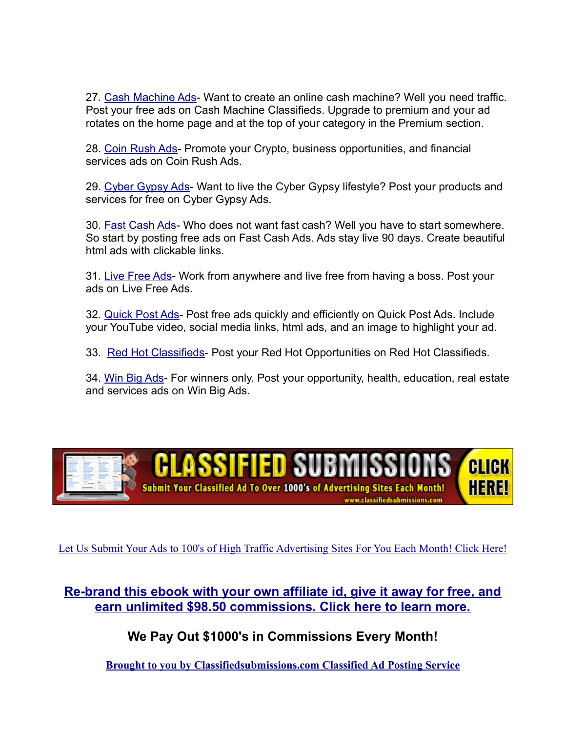27. Cash Machine Ads- Want to create an online cash machine? Well you need traffic. Post your free ads on Cash Machine Classifieds. Upgrade to premium and your ad rotates on the home page and at the top of your category in the Premium section.

28. Coin Rush Ads- Promote your Crypto, business opportunities, and financial services ads on Coin Rush Ads.

29. Cyber Gypsy Ads- Want to live the Cyber Gypsy lifestyle? Post your products and services for free on Cyber Gypsy Ads.

30. Fast Cash Ads- Who does not want fast cash? Well you have to start somewhere. So start by posting free ads on Fast Cash Ads. Ads stay live 90 days. Create beautiful html ads with clickable links.

31. Live Free Ads- Work from anywhere and live free from having a boss. Post your ads on Live Free Ads.

32. Quick Post Ads- Post free ads quickly and efficiently on Quick Post Ads. Include your YouTube video, social media links, html ads, and an image to highlight your ad.

33. Red Hot Classifieds- Post your Red Hot Opportunities on Red Hot Classifieds.

34. Win Big Ads- For winners only. Post your opportunity, health, education, real estate and services ads on Win Big Ads.

CLASSIFIED SUBMISSIONS
Submit Your Classified Ad To Over 1000's of Advertising Sites Each Month!
www.classifiedsubmissions.com
CLICK HERE!

Let Us Submit Your Ads to 100's of High Traffic Advertising Sites For You Each Month! Click Here!

**Re-brand this ebook with your own affiliate id, give it away for free, and earn unlimited $98.50 commissions. Click here to learn more.**

**We Pay Out $1000's in Commissions Every Month!**

**Brought to you by Classifiedsubmissions.com Classified Ad Posting Service**